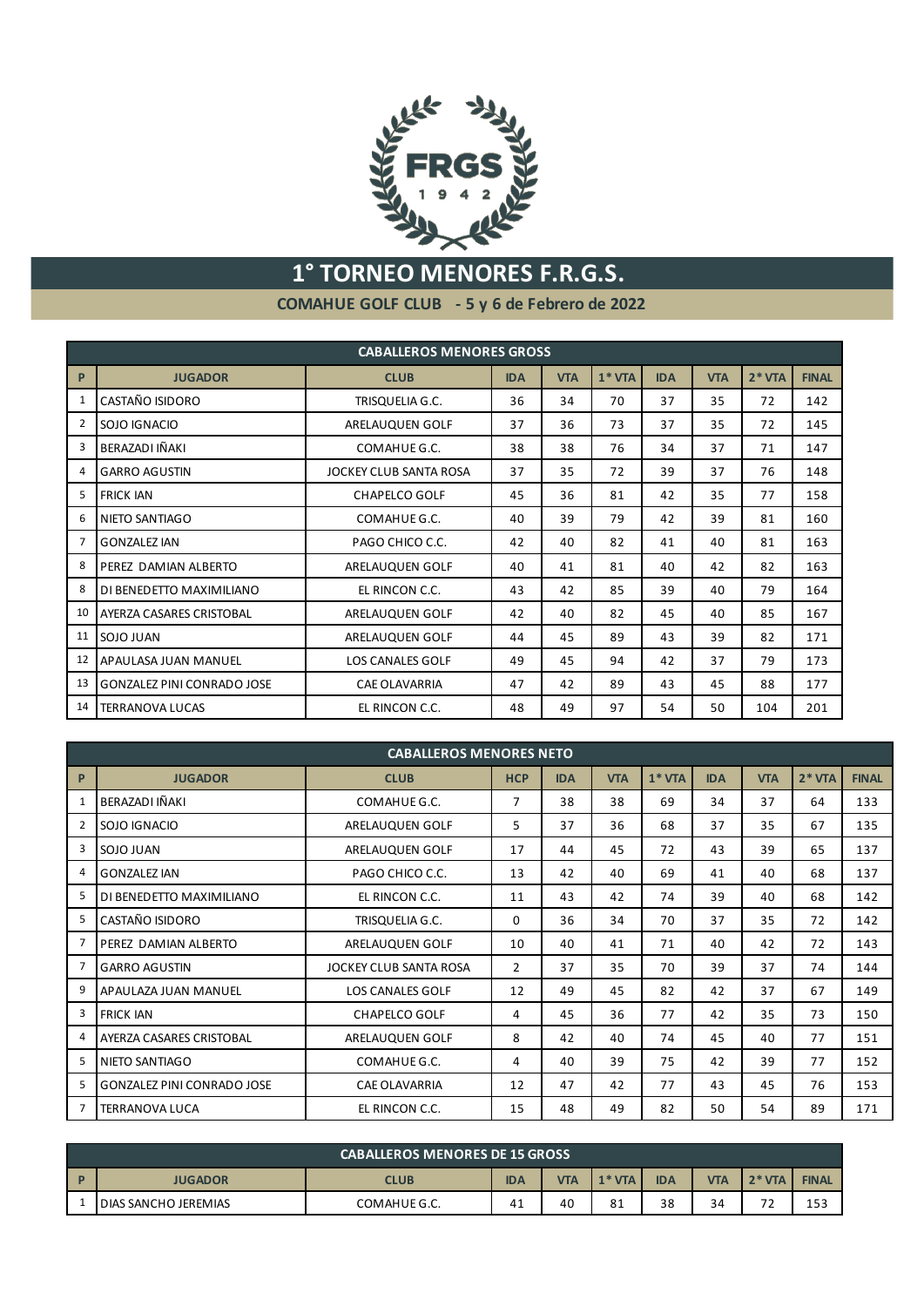# 1° TORNEO MENORES F.R.G.S.

## COMAHUE GOLF CLUB - 5 y 6 de Febrero de 2022

| CABALLEROS MENORES GROSS | | | | | | | | | |
|---|---|---|---|---|---|---|---|---|---|
| **P** | **JUGADOR** | **CLUB** | **IDA** | **VTA** | **1* VTA** | **IDA** | **VTA** | **2* VTA** | **FINAL** |
| 1 | CASTAÑO ISIDORO | TRISQUELIA G.C. | 36 | 34 | 70 | 37 | 35 | 72 | 142 |
| 2 | SOJO IGNACIO | ARELAUQUEN GOLF | 37 | 36 | 73 | 37 | 35 | 72 | 145 |
| 3 | BERAZADI IÑAKI | COMAHUE G.C. | 38 | 38 | 76 | 34 | 37 | 71 | 147 |
| 4 | GARRO AGUSTIN | JOCKEY CLUB SANTA ROSA | 37 | 35 | 72 | 39 | 37 | 76 | 148 |
| 5 | FRICK IAN | CHAPELCO GOLF | 45 | 36 | 81 | 42 | 35 | 77 | 158 |
| 6 | NIETO SANTIAGO | COMAHUE G.C. | 40 | 39 | 79 | 42 | 39 | 81 | 160 |
| 7 | GONZALEZ IAN | PAGO CHICO C.C. | 42 | 40 | 82 | 41 | 40 | 81 | 163 |
| 8 | PEREZ DAMIAN ALBERTO | ARELAUQUEN GOLF | 40 | 41 | 81 | 40 | 42 | 82 | 163 |
| 8 | DI BENEDETTO MAXIMILIANO | EL RINCON C.C. | 43 | 42 | 85 | 39 | 40 | 79 | 164 |
| 10 | AYERZA CASARES CRISTOBAL | ARELAUQUEN GOLF | 42 | 40 | 82 | 45 | 40 | 85 | 167 |
| 11 | SOJO JUAN | ARELAUQUEN GOLF | 44 | 45 | 89 | 43 | 39 | 82 | 171 |
| 12 | APAULASA JUAN MANUEL | LOS CANALES GOLF | 49 | 45 | 94 | 42 | 37 | 79 | 173 |
| 13 | GONZALEZ PINI CONRADO JOSE | CAE OLAVARRIA | 47 | 42 | 89 | 43 | 45 | 88 | 177 |
| 14 | TERRANOVA LUCAS | EL RINCON C.C. | 48 | 49 | 97 | 54 | 50 | 104 | 201 |

| CABALLEROS MENORES NETO | | | | | | | | | | |
|---|---|---|---|---|---|---|---|---|---|---|
| **P** | **JUGADOR** | **CLUB** | **HCP** | **IDA** | **VTA** | **1* VTA** | **IDA** | **VTA** | **2* VTA** | **FINAL** |
| 1 | BERAZADI IÑAKI | COMAHUE G.C. | 7 | 38 | 38 | 69 | 34 | 37 | 64 | 133 |
| 2 | SOJO IGNACIO | ARELAUQUEN GOLF | 5 | 37 | 36 | 68 | 37 | 35 | 67 | 135 |
| 3 | SOJO JUAN | ARELAUQUEN GOLF | 17 | 44 | 45 | 72 | 43 | 39 | 65 | 137 |
| 4 | GONZALEZ IAN | PAGO CHICO C.C. | 13 | 42 | 40 | 69 | 41 | 40 | 68 | 137 |
| 5 | DI BENEDETTO MAXIMILIANO | EL RINCON C.C. | 11 | 43 | 42 | 74 | 39 | 40 | 68 | 142 |
| 5 | CASTAÑO ISIDORO | TRISQUELIA G.C. | 0 | 36 | 34 | 70 | 37 | 35 | 72 | 142 |
| 7 | PEREZ DAMIAN ALBERTO | ARELAUQUEN GOLF | 10 | 40 | 41 | 71 | 40 | 42 | 72 | 143 |
| 7 | GARRO AGUSTIN | JOCKEY CLUB SANTA ROSA | 2 | 37 | 35 | 70 | 39 | 37 | 74 | 144 |
| 9 | APAULAZA JUAN MANUEL | LOS CANALES GOLF | 12 | 49 | 45 | 82 | 42 | 37 | 67 | 149 |
| 3 | FRICK IAN | CHAPELCO GOLF | 4 | 45 | 36 | 77 | 42 | 35 | 73 | 150 |
| 4 | AYERZA CASARES CRISTOBAL | ARELAUQUEN GOLF | 8 | 42 | 40 | 74 | 45 | 40 | 77 | 151 |
| 5 | NIETO SANTIAGO | COMAHUE G.C. | 4 | 40 | 39 | 75 | 42 | 39 | 77 | 152 |
| 5 | GONZALEZ PINI CONRADO JOSE | CAE OLAVARRIA | 12 | 47 | 42 | 77 | 43 | 45 | 76 | 153 |
| 7 | TERRANOVA LUCA | EL RINCON C.C. | 15 | 48 | 49 | 82 | 50 | 54 | 89 | 171 |

| CABALLEROS MENORES DE 15 GROSS | | | | | | | | | |
|---|---|---|---|---|---|---|---|---|---|
| **P** | **JUGADOR** | **CLUB** | **IDA** | **VTA** | **1* VTA** | **IDA** | **VTA** | **2* VTA** | **FINAL** |
| 1 | DIAS SANCHO JEREMIAS | COMAHUE G.C. | 41 | 40 | 81 | 38 | 34 | 72 | 153 |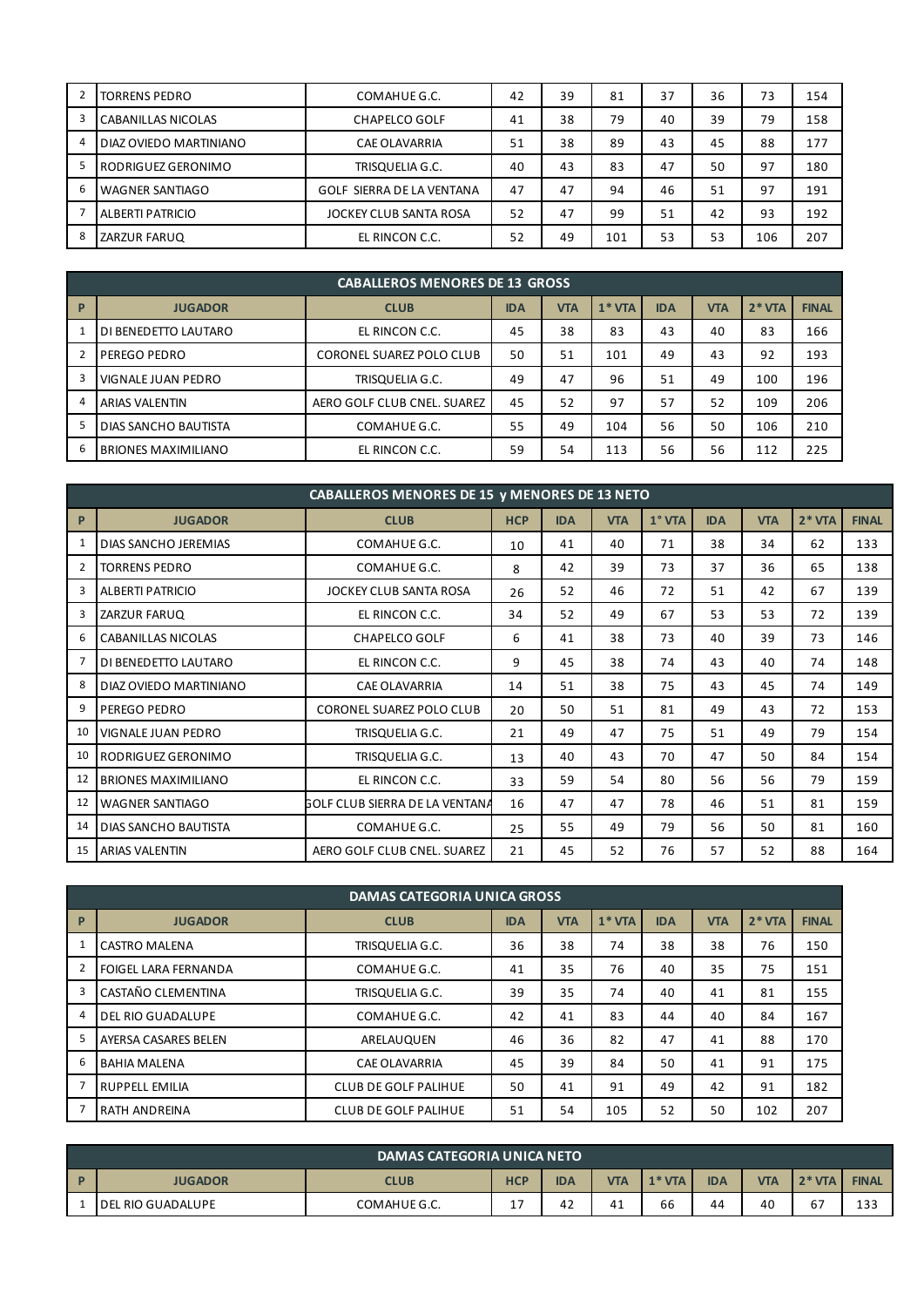| 2 | TORRENS PEDRO | COMAHUE G.C. | 42 | 39 | 81 | 37 | 36 | 73 | 154 |
|---|---|---|---|---|---|---|---|---|---|
| 3 | CABANILLAS NICOLAS | CHAPELCO GOLF | 41 | 38 | 79 | 40 | 39 | 79 | 158 |
| 4 | DIAZ OVIEDO MARTINIANO | CAE OLAVARRIA | 51 | 38 | 89 | 43 | 45 | 88 | 177 |
| 5 | RODRIGUEZ GERONIMO | TRISQUELIA G.C. | 40 | 43 | 83 | 47 | 50 | 97 | 180 |
| 6 | WAGNER SANTIAGO | GOLF SIERRA DE LA VENTANA | 47 | 47 | 94 | 46 | 51 | 97 | 191 |
| 7 | ALBERTI PATRICIO | JOCKEY CLUB SANTA ROSA | 52 | 47 | 99 | 51 | 42 | 93 | 192 |
| 8 | ZARZUR FARUQ | EL RINCON C.C. | 52 | 49 | 101 | 53 | 53 | 106 | 207 |

| CABALLEROS MENORES DE 13 GROSS | | | | | | | | | |
|---|---|---|---|---|---|---|---|---|---|
| P | JUGADOR | CLUB | IDA | VTA | 1* VTA | IDA | VTA | 2* VTA | FINAL |
| 1 | DI BENEDETTO LAUTARO | EL RINCON C.C. | 45 | 38 | 83 | 43 | 40 | 83 | 166 |
| 2 | PEREGO PEDRO | CORONEL SUAREZ POLO CLUB | 50 | 51 | 101 | 49 | 43 | 92 | 193 |
| 3 | VIGNALE JUAN PEDRO | TRISQUELIA G.C. | 49 | 47 | 96 | 51 | 49 | 100 | 196 |
| 4 | ARIAS VALENTIN | AERO GOLF CLUB CNEL. SUAREZ | 45 | 52 | 97 | 57 | 52 | 109 | 206 |
| 5 | DIAS SANCHO BAUTISTA | COMAHUE G.C. | 55 | 49 | 104 | 56 | 50 | 106 | 210 |
| 6 | BRIONES MAXIMILIANO | EL RINCON C.C. | 59 | 54 | 113 | 56 | 56 | 112 | 225 |

| CABALLEROS MENORES DE 15 y MENORES DE 13 NETO | | | | | | | | | | |
|---|---|---|---|---|---|---|---|---|---|---|
| P | JUGADOR | CLUB | HCP | IDA | VTA | 1° VTA | IDA | VTA | 2* VTA | FINAL |
| 1 | DIAS SANCHO JEREMIAS | COMAHUE G.C. | 10 | 41 | 40 | 71 | 38 | 34 | 62 | 133 |
| 2 | TORRENS PEDRO | COMAHUE G.C. | 8 | 42 | 39 | 73 | 37 | 36 | 65 | 138 |
| 3 | ALBERTI PATRICIO | JOCKEY CLUB SANTA ROSA | 26 | 52 | 46 | 72 | 51 | 42 | 67 | 139 |
| 3 | ZARZUR FARUQ | EL RINCON C.C. | 34 | 52 | 49 | 67 | 53 | 53 | 72 | 139 |
| 6 | CABANILLAS NICOLAS | CHAPELCO GOLF | 6 | 41 | 38 | 73 | 40 | 39 | 73 | 146 |
| 7 | DI BENEDETTO LAUTARO | EL RINCON C.C. | 9 | 45 | 38 | 74 | 43 | 40 | 74 | 148 |
| 8 | DIAZ OVIEDO MARTINIANO | CAE OLAVARRIA | 14 | 51 | 38 | 75 | 43 | 45 | 74 | 149 |
| 9 | PEREGO PEDRO | CORONEL SUAREZ POLO CLUB | 20 | 50 | 51 | 81 | 49 | 43 | 72 | 153 |
| 10 | VIGNALE JUAN PEDRO | TRISQUELIA G.C. | 21 | 49 | 47 | 75 | 51 | 49 | 79 | 154 |
| 10 | RODRIGUEZ GERONIMO | TRISQUELIA G.C. | 13 | 40 | 43 | 70 | 47 | 50 | 84 | 154 |
| 12 | BRIONES MAXIMILIANO | EL RINCON C.C. | 33 | 59 | 54 | 80 | 56 | 56 | 79 | 159 |
| 12 | WAGNER SANTIAGO | GOLF CLUB SIERRA DE LA VENTANA | 16 | 47 | 47 | 78 | 46 | 51 | 81 | 159 |
| 14 | DIAS SANCHO BAUTISTA | COMAHUE G.C. | 25 | 55 | 49 | 79 | 56 | 50 | 81 | 160 |
| 15 | ARIAS VALENTIN | AERO GOLF CLUB CNEL. SUAREZ | 21 | 45 | 52 | 76 | 57 | 52 | 88 | 164 |

| DAMAS CATEGORIA UNICA GROSS | | | | | | | | | |
|---|---|---|---|---|---|---|---|---|---|
| P | JUGADOR | CLUB | IDA | VTA | 1* VTA | IDA | VTA | 2* VTA | FINAL |
| 1 | CASTRO MALENA | TRISQUELIA G.C. | 36 | 38 | 74 | 38 | 38 | 76 | 150 |
| 2 | FOIGEL LARA FERNANDA | COMAHUE G.C. | 41 | 35 | 76 | 40 | 35 | 75 | 151 |
| 3 | CASTAÑO CLEMENTINA | TRISQUELIA G.C. | 39 | 35 | 74 | 40 | 41 | 81 | 155 |
| 4 | DEL RIO GUADALUPE | COMAHUE G.C. | 42 | 41 | 83 | 44 | 40 | 84 | 167 |
| 5 | AYERSA CASARES BELEN | ARELAUQUEN | 46 | 36 | 82 | 47 | 41 | 88 | 170 |
| 6 | BAHIA MALENA | CAE OLAVARRIA | 45 | 39 | 84 | 50 | 41 | 91 | 175 |
| 7 | RUPPELL EMILIA | CLUB DE GOLF PALIHUE | 50 | 41 | 91 | 49 | 42 | 91 | 182 |
| 7 | RATH ANDREINA | CLUB DE GOLF PALIHUE | 51 | 54 | 105 | 52 | 50 | 102 | 207 |

| DAMAS CATEGORIA UNICA NETO | | | | | | | | | | |
|---|---|---|---|---|---|---|---|---|---|---|
| P | JUGADOR | CLUB | HCP | IDA | VTA | 1* VTA | IDA | VTA | 2* VTA | FINAL |
| 1 | DEL RIO GUADALUPE | COMAHUE G.C. | 17 | 42 | 41 | 66 | 44 | 40 | 67 | 133 |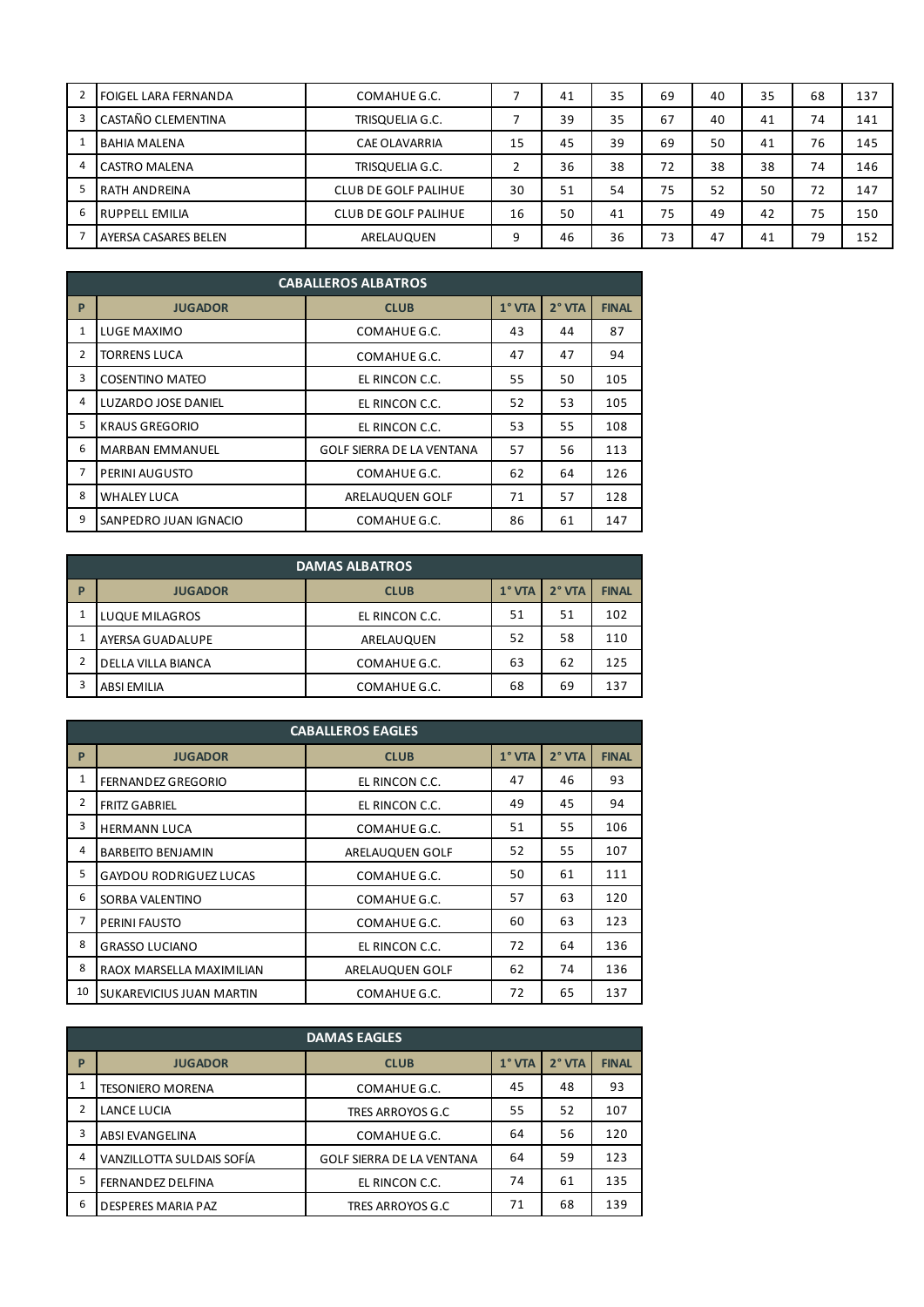| | | | | | | | | | | |
|---|---|---|---|---|---|---|---|---|---|---|
| 2 | FOIGEL LARA FERNANDA | COMAHUE G.C. | 7 | 41 | 35 | 69 | 40 | 35 | 68 | 137 |
| 3 | CASTAÑO CLEMENTINA | TRISQUELIA G.C. | 7 | 39 | 35 | 67 | 40 | 41 | 74 | 141 |
| 1 | BAHIA MALENA | CAE OLAVARRIA | 15 | 45 | 39 | 69 | 50 | 41 | 76 | 145 |
| 4 | CASTRO MALENA | TRISQUELIA G.C. | 2 | 36 | 38 | 72 | 38 | 38 | 74 | 146 |
| 5 | RATH ANDREINA | CLUB DE GOLF PALIHUE | 30 | 51 | 54 | 75 | 52 | 50 | 72 | 147 |
| 6 | RUPPELL EMILIA | CLUB DE GOLF PALIHUE | 16 | 50 | 41 | 75 | 49 | 42 | 75 | 150 |
| 7 | AYERSA CASARES BELEN | ARELAUQUEN | 9 | 46 | 36 | 73 | 47 | 41 | 79 | 152 |

| CABALLEROS ALBATROS | | | | | |
|---|---|---|---|---|---|
| P | JUGADOR | CLUB | 1° VTA | 2° VTA | FINAL |
| 1 | LUGE MAXIMO | COMAHUE G.C. | 43 | 44 | 87 |
| 2 | TORRENS LUCA | COMAHUE G.C. | 47 | 47 | 94 |
| 3 | COSENTINO MATEO | EL RINCON C.C. | 55 | 50 | 105 |
| 4 | LUZARDO JOSE DANIEL | EL RINCON C.C. | 52 | 53 | 105 |
| 5 | KRAUS GREGORIO | EL RINCON C.C. | 53 | 55 | 108 |
| 6 | MARBAN EMMANUEL | GOLF SIERRA DE LA VENTANA | 57 | 56 | 113 |
| 7 | PERINI AUGUSTO | COMAHUE G.C. | 62 | 64 | 126 |
| 8 | WHALEY LUCA | ARELAUQUEN GOLF | 71 | 57 | 128 |
| 9 | SANPEDRO JUAN IGNACIO | COMAHUE G.C. | 86 | 61 | 147 |

| DAMAS ALBATROS | | | | | |
|---|---|---|---|---|---|
| P | JUGADOR | CLUB | 1° VTA | 2° VTA | FINAL |
| 1 | LUQUE MILAGROS | EL RINCON C.C. | 51 | 51 | 102 |
| 1 | AYERSA GUADALUPE | ARELAUQUEN | 52 | 58 | 110 |
| 2 | DELLA VILLA BIANCA | COMAHUE G.C. | 63 | 62 | 125 |
| 3 | ABSI EMILIA | COMAHUE G.C. | 68 | 69 | 137 |

| CABALLEROS EAGLES | | | | | |
|---|---|---|---|---|---|
| P | JUGADOR | CLUB | 1° VTA | 2° VTA | FINAL |
| 1 | FERNANDEZ GREGORIO | EL RINCON C.C. | 47 | 46 | 93 |
| 2 | FRITZ GABRIEL | EL RINCON C.C. | 49 | 45 | 94 |
| 3 | HERMANN LUCA | COMAHUE G.C. | 51 | 55 | 106 |
| 4 | BARBEITO BENJAMIN | ARELAUQUEN GOLF | 52 | 55 | 107 |
| 5 | GAYDOU RODRIGUEZ LUCAS | COMAHUE G.C. | 50 | 61 | 111 |
| 6 | SORBA VALENTINO | COMAHUE G.C. | 57 | 63 | 120 |
| 7 | PERINI FAUSTO | COMAHUE G.C. | 60 | 63 | 123 |
| 8 | GRASSO LUCIANO | EL RINCON C.C. | 72 | 64 | 136 |
| 8 | RAOX MARSELLA MAXIMILIAN | ARELAUQUEN GOLF | 62 | 74 | 136 |
| 10 | SUKAREVICIUS JUAN MARTIN | COMAHUE G.C. | 72 | 65 | 137 |

| DAMAS EAGLES | | | | | |
|---|---|---|---|---|---|
| P | JUGADOR | CLUB | 1° VTA | 2° VTA | FINAL |
| 1 | TESONIERO MORENA | COMAHUE G.C. | 45 | 48 | 93 |
| 2 | LANCE LUCIA | TRES ARROYOS G.C | 55 | 52 | 107 |
| 3 | ABSI EVANGELINA | COMAHUE G.C. | 64 | 56 | 120 |
| 4 | VANZILLOTTA SULDAIS SOFÍA | GOLF SIERRA DE LA VENTANA | 64 | 59 | 123 |
| 5 | FERNANDEZ DELFINA | EL RINCON C.C. | 74 | 61 | 135 |
| 6 | DESPERES MARIA PAZ | TRES ARROYOS G.C | 71 | 68 | 139 |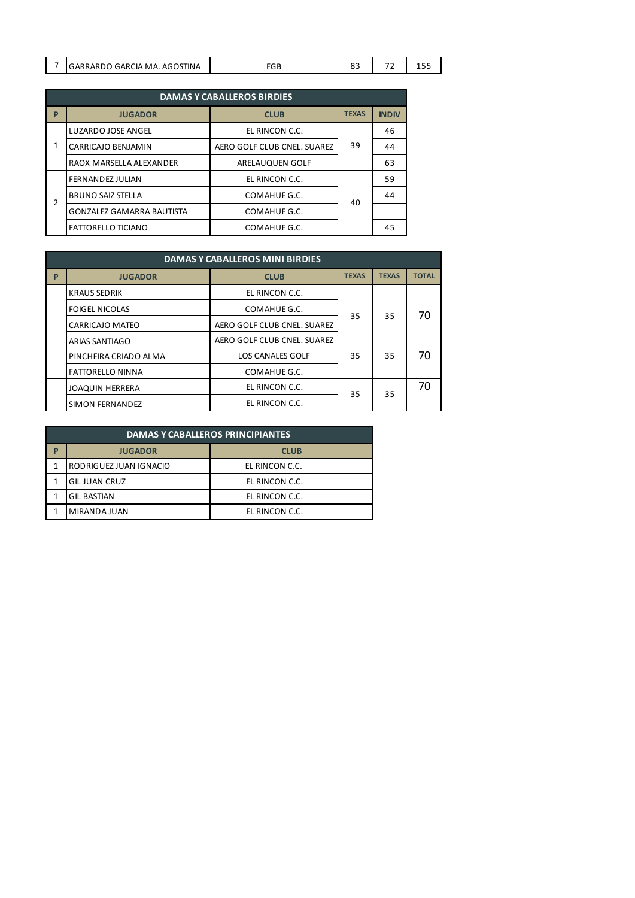| | | | | | |
|---|---|---|---|---|---|
| 7 | GARRARDO GARCIA MA. AGOSTINA | EGB | 83 | 72 | 155 |

| DAMAS Y CABALLEROS BIRDIES | | | | |
|---|---|---|---|---|
| P | JUGADOR | CLUB | TEXAS | INDIV |
| 1 | LUZARDO JOSE ANGEL | EL RINCON C.C. | 39 | 46 |
| | CARRICAJO BENJAMIN | AERO GOLF CLUB CNEL. SUAREZ | | 44 |
| | RAOX MARSELLA ALEXANDER | ARELAUQUEN GOLF | | 63 |
| 2 | FERNANDEZ JULIAN | EL RINCON C.C. | 40 | 59 |
| | BRUNO SAIZ STELLA | COMAHUE G.C. | | 44 |
| | GONZALEZ GAMARRA BAUTISTA | COMAHUE G.C. | | |
| | FATTORELLO TICIANO | COMAHUE G.C. | | 45 |

| DAMAS Y CABALLEROS MINI BIRDIES | | | | | |
|---|---|---|---|---|---|
| P | JUGADOR | CLUB | TEXAS | TEXAS | TOTAL |
| | KRAUS SEDRIK | EL RINCON C.C. | 35 | 35 | 70 |
| | FOIGEL NICOLAS | COMAHUE G.C. | | | |
| | CARRICAJO MATEO | AERO GOLF CLUB CNEL. SUAREZ | | | |
| | ARIAS SANTIAGO | AERO GOLF CLUB CNEL. SUAREZ | | | |
| | PINCHEIRA CRIADO ALMA | LOS CANALES GOLF | 35 | 35 | 70 |
| | FATTORELLO NINNA | COMAHUE G.C. | | | |
| | JOAQUIN HERRERA | EL RINCON C.C. | 35 | 35 | 70 |
| | SIMON FERNANDEZ | EL RINCON C.C. | | | |

| DAMAS Y CABALLEROS PRINCIPIANTES | | |
|---|---|---|
| P | JUGADOR | CLUB |
| 1 | RODRIGUEZ JUAN IGNACIO | EL RINCON C.C. |
| 1 | GIL JUAN CRUZ | EL RINCON C.C. |
| 1 | GIL BASTIAN | EL RINCON C.C. |
| 1 | MIRANDA JUAN | EL RINCON C.C. |